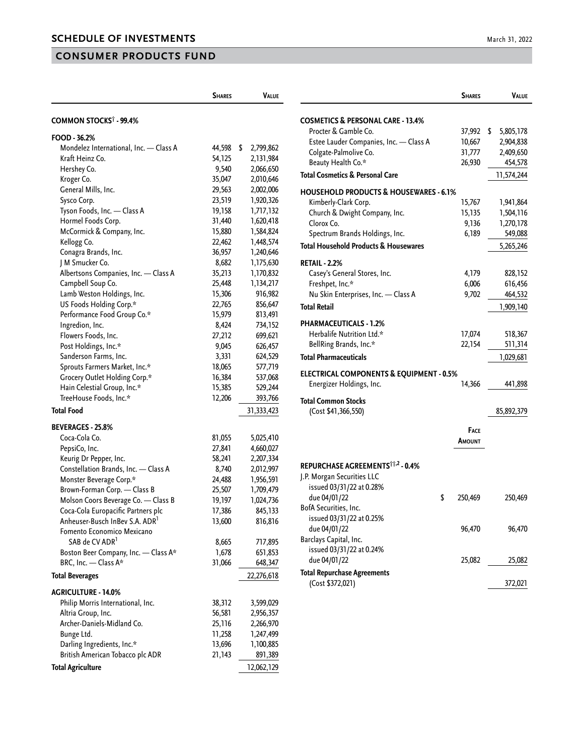## SCHEDULE OF INVESTMENTS

March 31, 2022

## CONSUMER PRODUCTS FUND

| | Shares | Value |
|---|---|---|
| **COMMON STOCKS† - 99.4%** | | |
| **FOOD - 36.2%** | | |
| Mondelez International, Inc. — Class A | 44,598 | $ 2,799,862 |
| Kraft Heinz Co. | 54,125 | 2,131,984 |
| Hershey Co. | 9,540 | 2,066,650 |
| Kroger Co. | 35,047 | 2,010,646 |
| General Mills, Inc. | 29,563 | 2,002,006 |
| Sysco Corp. | 23,519 | 1,920,326 |
| Tyson Foods, Inc. — Class A | 19,158 | 1,717,132 |
| Hormel Foods Corp. | 31,440 | 1,620,418 |
| McCormick & Company, Inc. | 15,880 | 1,584,824 |
| Kellogg Co. | 22,462 | 1,448,574 |
| Conagra Brands, Inc. | 36,957 | 1,240,646 |
| J M Smucker Co. | 8,682 | 1,175,630 |
| Albertsons Companies, Inc. — Class A | 35,213 | 1,170,832 |
| Campbell Soup Co. | 25,448 | 1,134,217 |
| Lamb Weston Holdings, Inc. | 15,306 | 916,982 |
| US Foods Holding Corp.* | 22,765 | 856,647 |
| Performance Food Group Co.* | 15,979 | 813,491 |
| Ingredion, Inc. | 8,424 | 734,152 |
| Flowers Foods, Inc. | 27,212 | 699,621 |
| Post Holdings, Inc.* | 9,045 | 626,457 |
| Sanderson Farms, Inc. | 3,331 | 624,529 |
| Sprouts Farmers Market, Inc.* | 18,065 | 577,719 |
| Grocery Outlet Holding Corp.* | 16,384 | 537,068 |
| Hain Celestial Group, Inc.* | 15,385 | 529,244 |
| TreeHouse Foods, Inc.* | 12,206 | 393,766 |
| **Total Food** | | 31,333,423 |
| **BEVERAGES - 25.8%** | | |
| Coca-Cola Co. | 81,055 | 5,025,410 |
| PepsiCo, Inc. | 27,841 | 4,660,027 |
| Keurig Dr Pepper, Inc. | 58,241 | 2,207,334 |
| Constellation Brands, Inc. — Class A | 8,740 | 2,012,997 |
| Monster Beverage Corp.* | 24,488 | 1,956,591 |
| Brown-Forman Corp. — Class B | 25,507 | 1,709,479 |
| Molson Coors Beverage Co. — Class B | 19,197 | 1,024,736 |
| Coca-Cola Europacific Partners plc | 17,386 | 845,133 |
| Anheuser-Busch InBev S.A. ADR[1] | 13,600 | 816,816 |
| Fomento Economico Mexicano SAB de CV ADR[1] | 8,665 | 717,895 |
| Boston Beer Company, Inc. — Class A* | 1,678 | 651,853 |
| BRC, Inc. — Class A* | 31,066 | 648,347 |
| **Total Beverages** | | 22,276,618 |
| **AGRICULTURE - 14.0%** | | |
| Philip Morris International, Inc. | 38,312 | 3,599,029 |
| Altria Group, Inc. | 56,581 | 2,956,357 |
| Archer-Daniels-Midland Co. | 25,116 | 2,266,970 |
| Bunge Ltd. | 11,258 | 1,247,499 |
| Darling Ingredients, Inc.* | 13,696 | 1,100,885 |
| British American Tobacco plc ADR | 21,143 | 891,389 |
| **Total Agriculture** | | 12,062,129 |
| **COSMETICS & PERSONAL CARE - 13.4%** | | |
| Procter & Gamble Co. | 37,992 | $ 5,805,178 |
| Estee Lauder Companies, Inc. — Class A | 10,667 | 2,904,838 |
| Colgate-Palmolive Co. | 31,777 | 2,409,650 |
| Beauty Health Co.* | 26,930 | 454,578 |
| **Total Cosmetics & Personal Care** | | 11,574,244 |
| **HOUSEHOLD PRODUCTS & HOUSEWARES - 6.1%** | | |
| Kimberly-Clark Corp. | 15,767 | 1,941,864 |
| Church & Dwight Company, Inc. | 15,135 | 1,504,116 |
| Clorox Co. | 9,136 | 1,270,178 |
| Spectrum Brands Holdings, Inc. | 6,189 | 549,088 |
| **Total Household Products & Housewares** | | 5,265,246 |
| **RETAIL - 2.2%** | | |
| Casey's General Stores, Inc. | 4,179 | 828,152 |
| Freshpet, Inc.* | 6,006 | 616,456 |
| Nu Skin Enterprises, Inc. — Class A | 9,702 | 464,532 |
| **Total Retail** | | 1,909,140 |
| **PHARMACEUTICALS - 1.2%** | | |
| Herbalife Nutrition Ltd.* | 17,074 | 518,367 |
| BellRing Brands, Inc.* | 22,154 | 511,314 |
| **Total Pharmaceuticals** | | 1,029,681 |
| **ELECTRICAL COMPONENTS & EQUIPMENT - 0.5%** | | |
| Energizer Holdings, Inc. | 14,366 | 441,898 |
| **Total Common Stocks** (Cost $41,366,550) | | 85,892,379 |

| | Face Amount | Value |
|---|---|---|
| **REPURCHASE AGREEMENTS††,2 - 0.4%** | | |
| J.P. Morgan Securities LLC issued 03/31/22 at 0.28% due 04/01/22 | $ 250,469 | 250,469 |
| BofA Securities, Inc. issued 03/31/22 at 0.25% due 04/01/22 | 96,470 | 96,470 |
| Barclays Capital, Inc. issued 03/31/22 at 0.24% due 04/01/22 | 25,082 | 25,082 |
| **Total Repurchase Agreements** (Cost $372,021) | | 372,021 |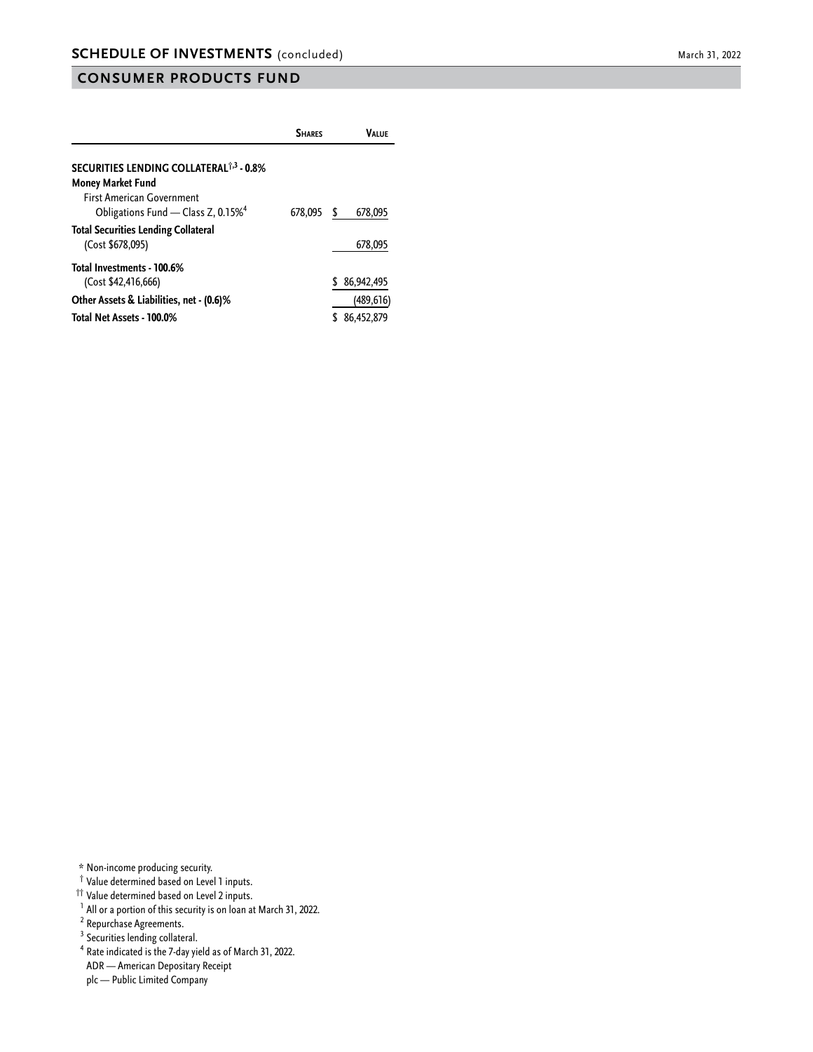## SCHEDULE OF INVESTMENTS (concluded)

## CONSUMER PRODUCTS FUND

| | Shares | Value |
|---|---|---|
| **SECURITIES LENDING COLLATERAL[†,3] - 0.8%** | | |
| **Money Market Fund** | | |
| First American Government Obligations Fund — Class Z, 0.15%[4] | 678,095 | $ 678,095 |
| **Total Securities Lending Collateral** (Cost $678,095) | | 678,095 |
| **Total Investments - 100.6%** (Cost $42,416,666) | | $ 86,942,495 |
| **Other Assets & Liabilities, net - (0.6)%** | | (489,616) |
| **Total Net Assets - 100.0%** | | $ 86,452,879 |

\* Non-income producing security.

† Value determined based on Level 1 inputs.

†† Value determined based on Level 2 inputs.

1 All or a portion of this security is on loan at March 31, 2022.

2 Repurchase Agreements.

3 Securities lending collateral.

4 Rate indicated is the 7-day yield as of March 31, 2022.

ADR — American Depositary Receipt

plc — Public Limited Company